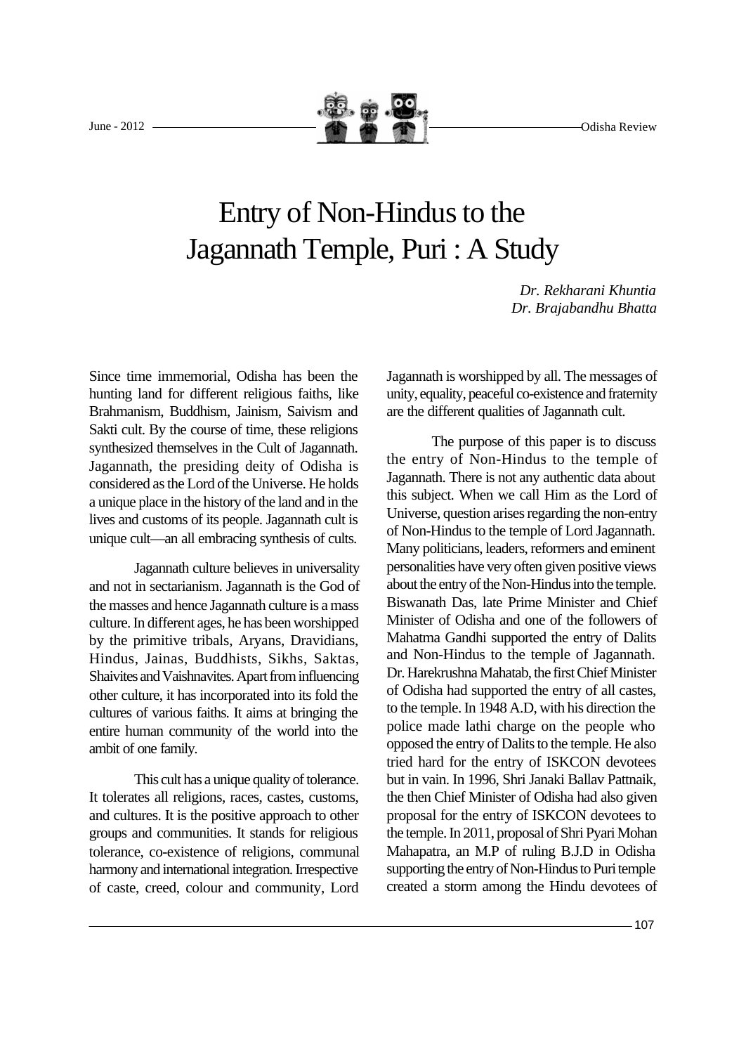# Entry of Non-Hindus to the Jagannath Temple, Puri : A Study

*Dr. Rekharani Khuntia*
*Dr. Brajabandhu Bhatta*

Since time immemorial, Odisha has been the hunting land for different religious faiths, like Brahmanism, Buddhism, Jainism, Saivism and Sakti cult. By the course of time, these religions synthesized themselves in the Cult of Jagannath. Jagannath, the presiding deity of Odisha is considered as the Lord of the Universe. He holds a unique place in the history of the land and in the lives and customs of its people. Jagannath cult is unique cult—an all embracing synthesis of cults.

Jagannath culture believes in universality and not in sectarianism. Jagannath is the God of the masses and hence Jagannath culture is a mass culture. In different ages, he has been worshipped by the primitive tribals, Aryans, Dravidians, Hindus, Jainas, Buddhists, Sikhs, Saktas, Shaivites and Vaishnavites. Apart from influencing other culture, it has incorporated into its fold the cultures of various faiths. It aims at bringing the entire human community of the world into the ambit of one family.

This cult has a unique quality of tolerance. It tolerates all religions, races, castes, customs, and cultures. It is the positive approach to other groups and communities. It stands for religious tolerance, co-existence of religions, communal harmony and international integration. Irrespective of caste, creed, colour and community, Lord Jagannath is worshipped by all. The messages of unity, equality, peaceful co-existence and fraternity are the different qualities of Jagannath cult.

The purpose of this paper is to discuss the entry of Non-Hindus to the temple of Jagannath. There is not any authentic data about this subject. When we call Him as the Lord of Universe, question arises regarding the non-entry of Non-Hindus to the temple of Lord Jagannath. Many politicians, leaders, reformers and eminent personalities have very often given positive views about the entry of the Non-Hindus into the temple. Biswanath Das, late Prime Minister and Chief Minister of Odisha and one of the followers of Mahatma Gandhi supported the entry of Dalits and Non-Hindus to the temple of Jagannath. Dr. Harekrushna Mahatab, the first Chief Minister of Odisha had supported the entry of all castes, to the temple. In 1948 A.D, with his direction the police made lathi charge on the people who opposed the entry of Dalits to the temple. He also tried hard for the entry of ISKCON devotees but in vain. In 1996, Shri Janaki Ballav Pattnaik, the then Chief Minister of Odisha had also given proposal for the entry of ISKCON devotees to the temple. In 2011, proposal of Shri Pyari Mohan Mahapatra, an M.P of ruling B.J.D in Odisha supporting the entry of Non-Hindus to Puri temple created a storm among the Hindu devotees of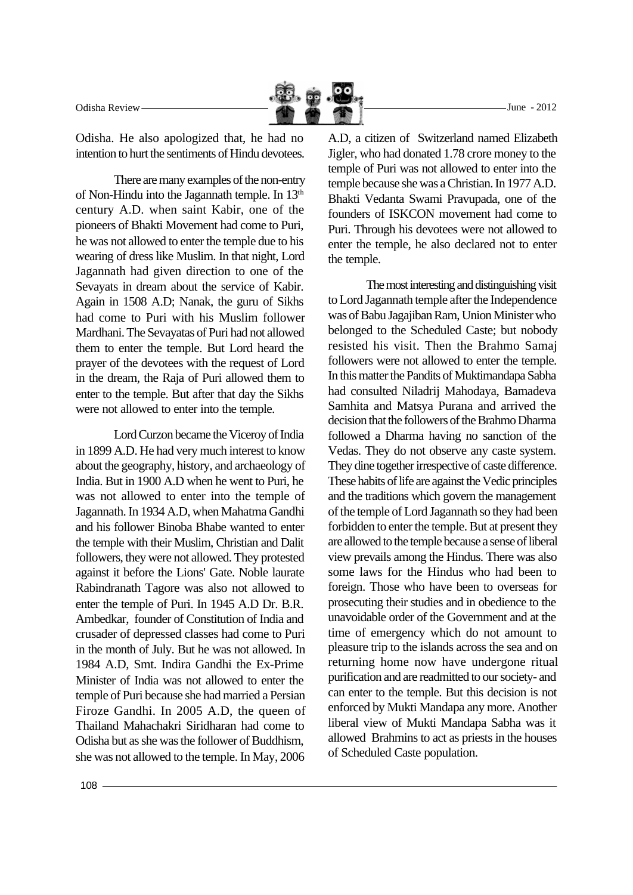Odisha. He also apologized that, he had no intention to hurt the sentiments of Hindu devotees.

There are many examples of the non-entry of Non-Hindu into the Jagannath temple. In $13^{th}$ century A.D. when saint Kabir, one of the pioneers of Bhakti Movement had come to Puri, he was not allowed to enter the temple due to his wearing of dress like Muslim. In that night, Lord Jagannath had given direction to one of the Sevayats in dream about the service of Kabir. Again in 1508 A.D; Nanak, the guru of Sikhs had come to Puri with his Muslim follower Mardhani. The Sevayatas of Puri had not allowed them to enter the temple. But Lord heard the prayer of the devotees with the request of Lord in the dream, the Raja of Puri allowed them to enter to the temple. But after that day the Sikhs were not allowed to enter into the temple.

Lord Curzon became the Viceroy of India in 1899 A.D. He had very much interest to know about the geography, history, and archaeology of India. But in 1900 A.D when he went to Puri, he was not allowed to enter into the temple of Jagannath. In 1934 A.D, when Mahatma Gandhi and his follower Binoba Bhabe wanted to enter the temple with their Muslim, Christian and Dalit followers, they were not allowed. They protested against it before the Lions' Gate. Noble laurate Rabindranath Tagore was also not allowed to enter the temple of Puri. In 1945 A.D Dr. B.R. Ambedkar, founder of Constitution of India and crusader of depressed classes had come to Puri in the month of July. But he was not allowed. In 1984 A.D, Smt. Indira Gandhi the Ex-Prime Minister of India was not allowed to enter the temple of Puri because she had married a Persian Firoze Gandhi. In 2005 A.D, the queen of Thailand Mahachakri Siridharan had come to Odisha but as she was the follower of Buddhism, she was not allowed to the temple. In May, 2006 A.D, a citizen of Switzerland named Elizabeth Jigler, who had donated 1.78 crore money to the temple of Puri was not allowed to enter into the temple because she was a Christian. In 1977 A.D. Bhakti Vedanta Swami Pravupada, one of the founders of ISKCON movement had come to Puri. Through his devotees were not allowed to enter the temple, he also declared not to enter the temple.

The most interesting and distinguishing visit to Lord Jagannath temple after the Independence was of Babu Jagajiban Ram, Union Minister who belonged to the Scheduled Caste; but nobody resisted his visit. Then the Brahmo Samaj followers were not allowed to enter the temple. In this matter the Pandits of Muktimandapa Sabha had consulted Niladrij Mahodaya, Bamadeva Samhita and Matsya Purana and arrived the decision that the followers of the Brahmo Dharma followed a Dharma having no sanction of the Vedas. They do not observe any caste system. They dine together irrespective of caste difference. These habits of life are against the Vedic principles and the traditions which govern the management of the temple of Lord Jagannath so they had been forbidden to enter the temple. But at present they are allowed to the temple because a sense of liberal view prevails among the Hindus. There was also some laws for the Hindus who had been to foreign. Those who have been to overseas for prosecuting their studies and in obedience to the unavoidable order of the Government and at the time of emergency which do not amount to pleasure trip to the islands across the sea and on returning home now have undergone ritual purification and are readmitted to our society- and can enter to the temple. But this decision is not enforced by Mukti Mandapa any more. Another liberal view of Mukti Mandapa Sabha was it allowed Brahmins to act as priests in the houses of Scheduled Caste population.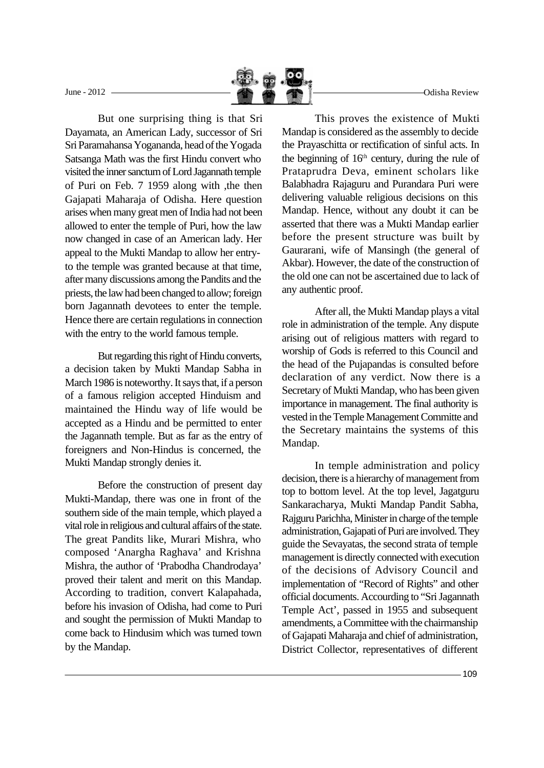But one surprising thing is that Sri Dayamata, an American Lady, successor of Sri Sri Paramahansa Yogananda, head of the Yogada Satsanga Math was the first Hindu convert who visited the inner sanctum of Lord Jagannath temple of Puri on Feb. 7 1959 along with ,the then Gajapati Maharaja of Odisha. Here question arises when many great men of India had not been allowed to enter the temple of Puri, how the law now changed in case of an American lady. Her appeal to the Mukti Mandap to allow her entry- to the temple was granted because at that time, after many discussions among the Pandits and the priests, the law had been changed to allow; foreign born Jagannath devotees to enter the temple. Hence there are certain regulations in connection with the entry to the world famous temple.

But regarding this right of Hindu converts, a decision taken by Mukti Mandap Sabha in March 1986 is noteworthy. It says that, if a person of a famous religion accepted Hinduism and maintained the Hindu way of life would be accepted as a Hindu and be permitted to enter the Jagannath temple. But as far as the entry of foreigners and Non-Hindus is concerned, the Mukti Mandap strongly denies it.

Before the construction of present day Mukti-Mandap, there was one in front of the southern side of the main temple, which played a vital role in religious and cultural affairs of the state. The great Pandits like, Murari Mishra, who composed 'Anargha Raghava' and Krishna Mishra, the author of 'Prabodha Chandrodaya' proved their talent and merit on this Mandap. According to tradition, convert Kalapahada, before his invasion of Odisha, had come to Puri and sought the permission of Mukti Mandap to come back to Hindusim which was turned town by the Mandap.

This proves the existence of Mukti Mandap is considered as the assembly to decide the Prayaschitta or rectification of sinful acts. In the beginning of 16th century, during the rule of Prataprudra Deva, eminent scholars like Balabhadra Rajaguru and Purandara Puri were delivering valuable religious decisions on this Mandap. Hence, without any doubt it can be asserted that there was a Mukti Mandap earlier before the present structure was built by Gaurarani, wife of Mansingh (the general of Akbar). However, the date of the construction of the old one can not be ascertained due to lack of any authentic proof.

After all, the Mukti Mandap plays a vital role in administration of the temple. Any dispute arising out of religious matters with regard to worship of Gods is referred to this Council and the head of the Pujapandas is consulted before declaration of any verdict. Now there is a Secretary of Mukti Mandap, who has been given importance in management. The final authority is vested in the Temple Management Committe and the Secretary maintains the systems of this Mandap.

In temple administration and policy decision, there is a hierarchy of management from top to bottom level. At the top level, Jagatguru Sankaracharya, Mukti Mandap Pandit Sabha, Rajguru Parichha, Minister in charge of the temple administration, Gajapati of Puri are involved. They guide the Sevayatas, the second strata of temple management is directly connected with execution of the decisions of Advisory Council and implementation of "Record of Rights" and other official documents. Accourding to "Sri Jagannath Temple Act', passed in 1955 and subsequent amendments, a Committee with the chairmanship of Gajapati Maharaja and chief of administration, District Collector, representatives of different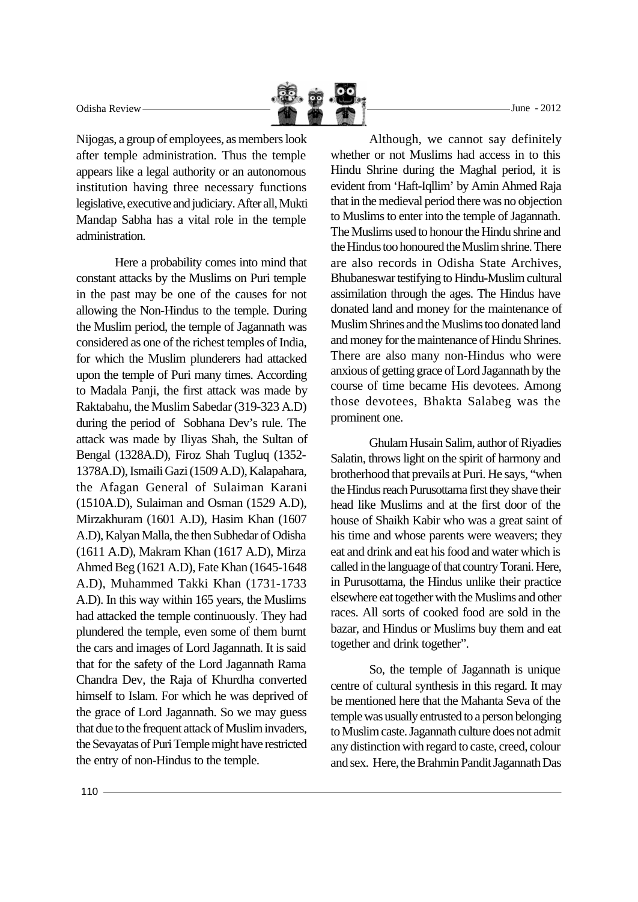Nijogas, a group of employees, as members look after temple administration. Thus the temple appears like a legal authority or an autonomous institution having three necessary functions legislative, executive and judiciary. After all, Mukti Mandap Sabha has a vital role in the temple administration.

Here a probability comes into mind that constant attacks by the Muslims on Puri temple in the past may be one of the causes for not allowing the Non-Hindus to the temple. During the Muslim period, the temple of Jagannath was considered as one of the richest temples of India, for which the Muslim plunderers had attacked upon the temple of Puri many times. According to Madala Panji, the first attack was made by Raktabahu, the Muslim Sabedar (319-323 A.D) during the period of Sobhana Dev's rule. The attack was made by Iliyas Shah, the Sultan of Bengal (1328A.D), Firoz Shah Tugluq (1352-1378A.D), Ismaili Gazi (1509 A.D), Kalapahara, the Afagan General of Sulaiman Karani (1510A.D), Sulaiman and Osman (1529 A.D), Mirzakhuram (1601 A.D), Hasim Khan (1607 A.D), Kalyan Malla, the then Subhedar of Odisha (1611 A.D), Makram Khan (1617 A.D), Mirza Ahmed Beg (1621 A.D), Fate Khan (1645-1648 A.D), Muhammed Takki Khan (1731-1733 A.D). In this way within 165 years, the Muslims had attacked the temple continuously. They had plundered the temple, even some of them burnt the cars and images of Lord Jagannath. It is said that for the safety of the Lord Jagannath Rama Chandra Dev, the Raja of Khurdha converted himself to Islam. For which he was deprived of the grace of Lord Jagannath. So we may guess that due to the frequent attack of Muslim invaders, the Sevayatas of Puri Temple might have restricted the entry of non-Hindus to the temple.

Although, we cannot say definitely whether or not Muslims had access in to this Hindu Shrine during the Maghal period, it is evident from 'Haft-Iqllim' by Amin Ahmed Raja that in the medieval period there was no objection to Muslims to enter into the temple of Jagannath. The Muslims used to honour the Hindu shrine and the Hindus too honoured the Muslim shrine. There are also records in Odisha State Archives, Bhubaneswar testifying to Hindu-Muslim cultural assimilation through the ages. The Hindus have donated land and money for the maintenance of Muslim Shrines and the Muslims too donated land and money for the maintenance of Hindu Shrines. There are also many non-Hindus who were anxious of getting grace of Lord Jagannath by the course of time became His devotees. Among those devotees, Bhakta Salabeg was the prominent one.

Ghulam Husain Salim, author of Riyadies Salatin, throws light on the spirit of harmony and brotherhood that prevails at Puri. He says, "when the Hindus reach Purusottama first they shave their head like Muslims and at the first door of the house of Shaikh Kabir who was a great saint of his time and whose parents were weavers; they eat and drink and eat his food and water which is called in the language of that country Torani. Here, in Purusottama, the Hindus unlike their practice elsewhere eat together with the Muslims and other races. All sorts of cooked food are sold in the bazar, and Hindus or Muslims buy them and eat together and drink together".

So, the temple of Jagannath is unique centre of cultural synthesis in this regard. It may be mentioned here that the Mahanta Seva of the temple was usually entrusted to a person belonging to Muslim caste. Jagannath culture does not admit any distinction with regard to caste, creed, colour and sex. Here, the Brahmin Pandit Jagannath Das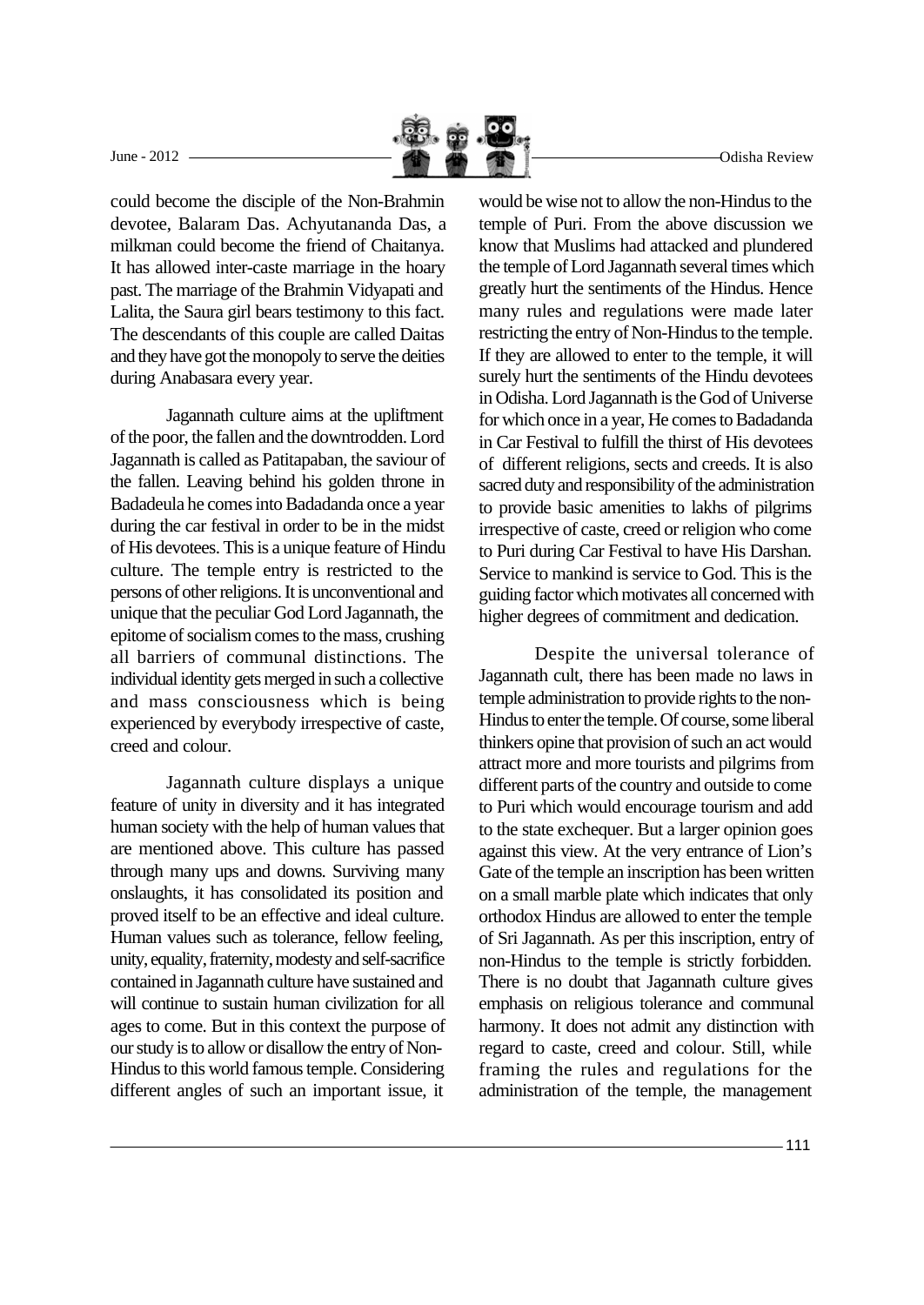could become the disciple of the Non-Brahmin devotee, Balaram Das. Achyutananda Das, a milkman could become the friend of Chaitanya. It has allowed inter-caste marriage in the hoary past. The marriage of the Brahmin Vidyapati and Lalita, the Saura girl bears testimony to this fact. The descendants of this couple are called Daitas and they have got the monopoly to serve the deities during Anabasara every year.

Jagannath culture aims at the upliftment of the poor, the fallen and the downtrodden. Lord Jagannath is called as Patitapaban, the saviour of the fallen. Leaving behind his golden throne in Badadeula he comes into Badadanda once a year during the car festival in order to be in the midst of His devotees. This is a unique feature of Hindu culture. The temple entry is restricted to the persons of other religions. It is unconventional and unique that the peculiar God Lord Jagannath, the epitome of socialism comes to the mass, crushing all barriers of communal distinctions. The individual identity gets merged in such a collective and mass consciousness which is being experienced by everybody irrespective of caste, creed and colour.

Jagannath culture displays a unique feature of unity in diversity and it has integrated human society with the help of human values that are mentioned above. This culture has passed through many ups and downs. Surviving many onslaughts, it has consolidated its position and proved itself to be an effective and ideal culture. Human values such as tolerance, fellow feeling, unity, equality, fraternity, modesty and self-sacrifice contained in Jagannath culture have sustained and will continue to sustain human civilization for all ages to come. But in this context the purpose of our study is to allow or disallow the entry of Non-Hindus to this world famous temple. Considering different angles of such an important issue, it would be wise not to allow the non-Hindus to the temple of Puri. From the above discussion we know that Muslims had attacked and plundered the temple of Lord Jagannath several times which greatly hurt the sentiments of the Hindus. Hence many rules and regulations were made later restricting the entry of Non-Hindus to the temple. If they are allowed to enter to the temple, it will surely hurt the sentiments of the Hindu devotees in Odisha. Lord Jagannath is the God of Universe for which once in a year, He comes to Badadanda in Car Festival to fulfill the thirst of His devotees of different religions, sects and creeds. It is also sacred duty and responsibility of the administration to provide basic amenities to lakhs of pilgrims irrespective of caste, creed or religion who come to Puri during Car Festival to have His Darshan. Service to mankind is service to God. This is the guiding factor which motivates all concerned with higher degrees of commitment and dedication.

Despite the universal tolerance of Jagannath cult, there has been made no laws in temple administration to provide rights to the non-Hindus to enter the temple. Of course, some liberal thinkers opine that provision of such an act would attract more and more tourists and pilgrims from different parts of the country and outside to come to Puri which would encourage tourism and add to the state exchequer. But a larger opinion goes against this view. At the very entrance of Lion's Gate of the temple an inscription has been written on a small marble plate which indicates that only orthodox Hindus are allowed to enter the temple of Sri Jagannath. As per this inscription, entry of non-Hindus to the temple is strictly forbidden. There is no doubt that Jagannath culture gives emphasis on religious tolerance and communal harmony. It does not admit any distinction with regard to caste, creed and colour. Still, while framing the rules and regulations for the administration of the temple, the management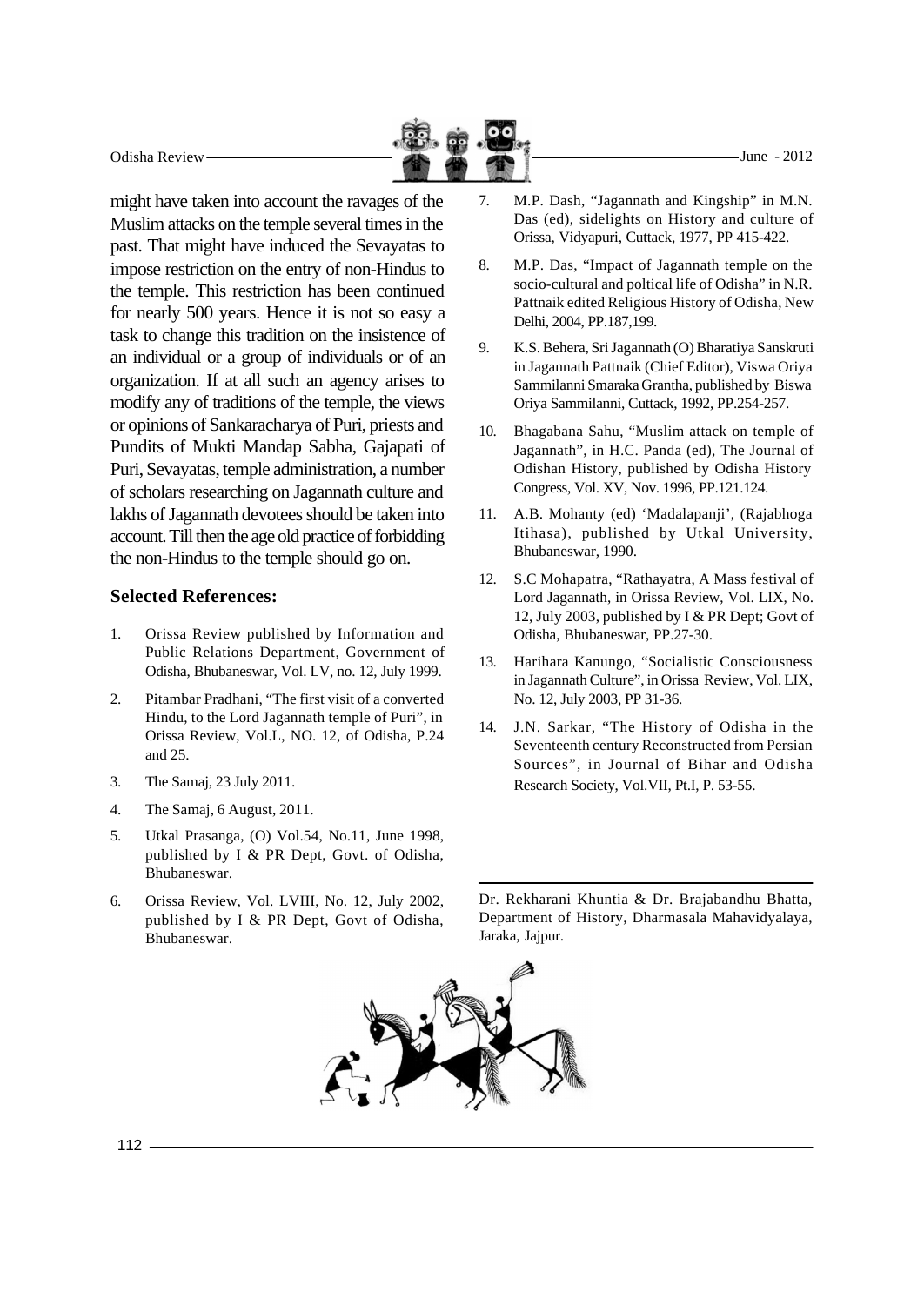might have taken into account the ravages of the Muslim attacks on the temple several times in the past. That might have induced the Sevayatas to impose restriction on the entry of non-Hindus to the temple. This restriction has been continued for nearly 500 years. Hence it is not so easy a task to change this tradition on the insistence of an individual or a group of individuals or of an organization. If at all such an agency arises to modify any of traditions of the temple, the views or opinions of Sankaracharya of Puri, priests and Pundits of Mukti Mandap Sabha, Gajapati of Puri, Sevayatas, temple administration, a number of scholars researching on Jagannath culture and lakhs of Jagannath devotees should be taken into account. Till then the age old practice of forbidding the non-Hindus to the temple should go on.

### Selected References:

1. Orissa Review published by Information and Public Relations Department, Government of Odisha, Bhubaneswar, Vol. LV, no. 12, July 1999.
2. Pitambar Pradhani, "The first visit of a converted Hindu, to the Lord Jagannath temple of Puri", in Orissa Review, Vol.L, NO. 12, of Odisha, P.24 and 25.
3. The Samaj, 23 July 2011.
4. The Samaj, 6 August, 2011.
5. Utkal Prasanga, (O) Vol.54, No.11, June 1998, published by I & PR Dept, Govt. of Odisha, Bhubaneswar.
6. Orissa Review, Vol. LVIII, No. 12, July 2002, published by I & PR Dept, Govt of Odisha, Bhubaneswar.
7. M.P. Dash, "Jagannath and Kingship" in M.N. Das (ed), sidelights on History and culture of Orissa, Vidyapuri, Cuttack, 1977, PP 415-422.
8. M.P. Das, "Impact of Jagannath temple on the socio-cultural and poltical life of Odisha" in N.R. Pattnaik edited Religious History of Odisha, New Delhi, 2004, PP.187,199.
9. K.S. Behera, Sri Jagannath (O) Bharatiya Sanskruti in Jagannath Pattnaik (Chief Editor), Viswa Oriya Sammilanni Smaraka Grantha, published by Biswa Oriya Sammilanni, Cuttack, 1992, PP.254-257.
10. Bhagabana Sahu, "Muslim attack on temple of Jagannath", in H.C. Panda (ed), The Journal of Odishan History, published by Odisha History Congress, Vol. XV, Nov. 1996, PP.121.124.
11. A.B. Mohanty (ed) 'Madalapanji', (Rajabhoga Itihasa), published by Utkal University, Bhubaneswar, 1990.
12. S.C Mohapatra, "Rathayatra, A Mass festival of Lord Jagannath, in Orissa Review, Vol. LIX, No. 12, July 2003, published by I & PR Dept; Govt of Odisha, Bhubaneswar, PP.27-30.
13. Harihara Kanungo, "Socialistic Consciousness in Jagannath Culture", in Orissa Review, Vol. LIX, No. 12, July 2003, PP 31-36.
14. J.N. Sarkar, "The History of Odisha in the Seventeenth century Reconstructed from Persian Sources", in Journal of Bihar and Odisha Research Society, Vol.VII, Pt.I, P. 53-55.

Dr. Rekharani Khuntia & Dr. Brajabandhu Bhatta, Department of History, Dharmasala Mahavidyalaya, Jaraka, Jajpur.